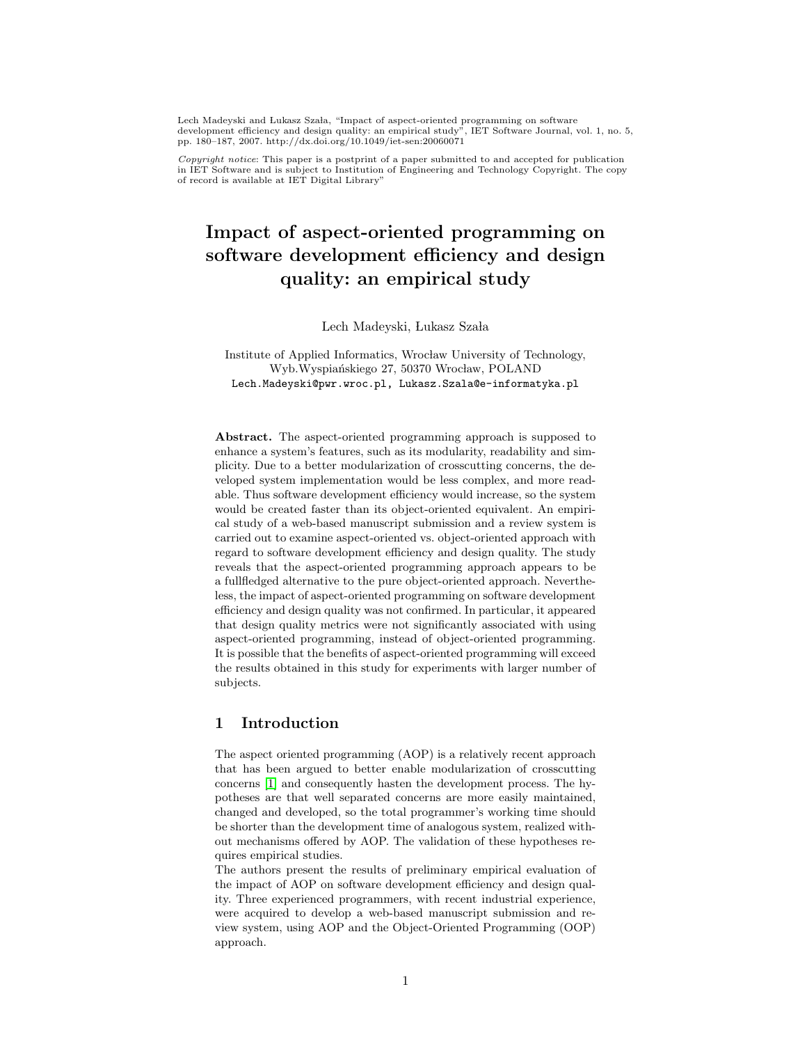Lech Madeyski and Łukasz Szała, "Impact of aspect-oriented programming on software development efficiency and design quality: an empirical study", IET Software Journal, vol. 1, no. 5, pp. 180–187, 2007. http://dx.doi.org/10.1049/iet-sen:20060071

*Copyright notice*: This paper is a postprint of a paper submitted to and accepted for publication in IET Software and is subject to Institution of Engineering and Technology Copyright. The copy of record is available at IET Digital Library"

# Impact of aspect-oriented programming on software development efficiency and design quality: an empirical study

Lech Madeyski, Łukasz Szała

Institute of Applied Informatics, Wrocław University of Technology, Wyb.Wyspiańskiego 27, 50370 Wrocław, POLAND
Lech.Madeyski@pwr.wroc.pl, Lukasz.Szala@e-informatyka.pl

**Abstract.** The aspect-oriented programming approach is supposed to enhance a system's features, such as its modularity, readability and simplicity. Due to a better modularization of crosscutting concerns, the developed system implementation would be less complex, and more readable. Thus software development efficiency would increase, so the system would be created faster than its object-oriented equivalent. An empirical study of a web-based manuscript submission and a review system is carried out to examine aspect-oriented vs. object-oriented approach with regard to software development efficiency and design quality. The study reveals that the aspect-oriented programming approach appears to be a fullfledged alternative to the pure object-oriented approach. Nevertheless, the impact of aspect-oriented programming on software development efficiency and design quality was not confirmed. In particular, it appeared that design quality metrics were not significantly associated with using aspect-oriented programming, instead of object-oriented programming. It is possible that the benefits of aspect-oriented programming will exceed the results obtained in this study for experiments with larger number of subjects.

## 1 Introduction

The aspect oriented programming (AOP) is a relatively recent approach that has been argued to better enable modularization of crosscutting concerns [1] and consequently hasten the development process. The hypotheses are that well separated concerns are more easily maintained, changed and developed, so the total programmer's working time should be shorter than the development time of analogous system, realized without mechanisms offered by AOP. The validation of these hypotheses requires empirical studies.

The authors present the results of preliminary empirical evaluation of the impact of AOP on software development efficiency and design quality. Three experienced programmers, with recent industrial experience, were acquired to develop a web-based manuscript submission and review system, using AOP and the Object-Oriented Programming (OOP) approach.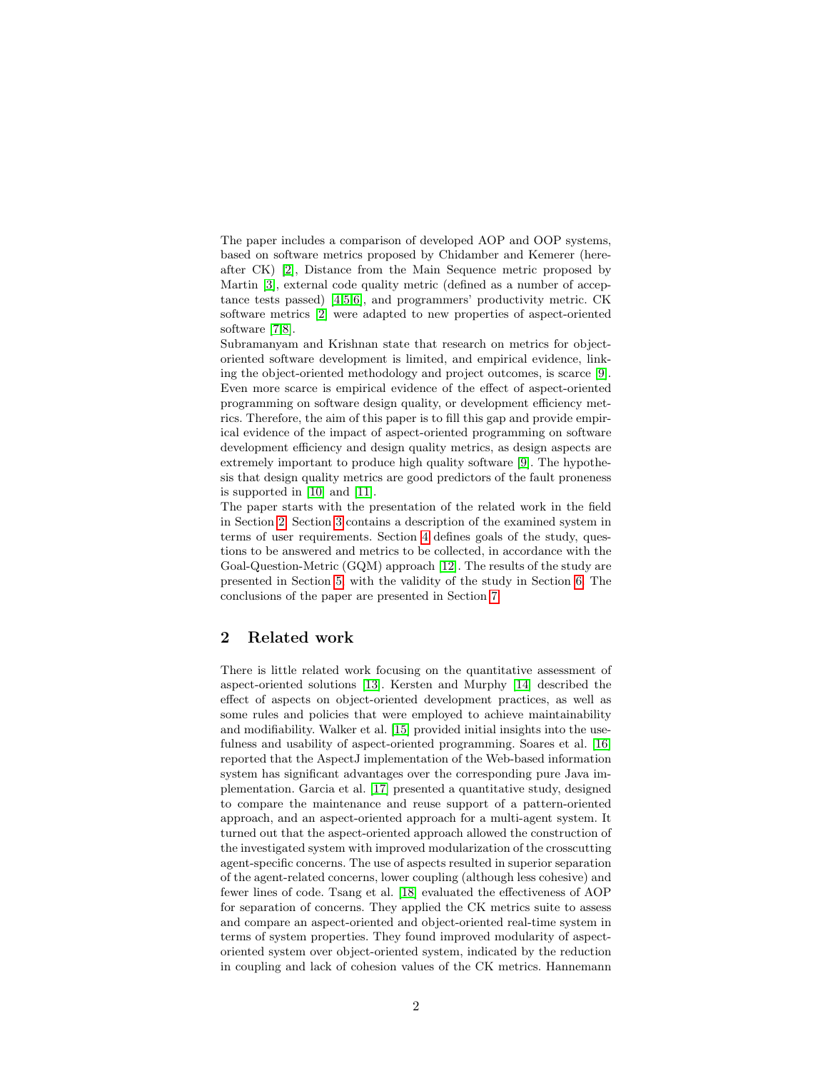The paper includes a comparison of developed AOP and OOP systems, based on software metrics proposed by Chidamber and Kemerer (hereafter CK) [2], Distance from the Main Sequence metric proposed by Martin [3], external code quality metric (defined as a number of acceptance tests passed) [4,5,6], and programmers' productivity metric. CK software metrics [2] were adapted to new properties of aspect-oriented software [7,8].

Subramanyam and Krishnan state that research on metrics for object-oriented software development is limited, and empirical evidence, linking the object-oriented methodology and project outcomes, is scarce [9]. Even more scarce is empirical evidence of the effect of aspect-oriented programming on software design quality, or development efficiency metrics. Therefore, the aim of this paper is to fill this gap and provide empirical evidence of the impact of aspect-oriented programming on software development efficiency and design quality metrics, as design aspects are extremely important to produce high quality software [9]. The hypothesis that design quality metrics are good predictors of the fault proneness is supported in [10] and [11].

The paper starts with the presentation of the related work in the field in Section 2. Section 3 contains a description of the examined system in terms of user requirements. Section 4 defines goals of the study, questions to be answered and metrics to be collected, in accordance with the Goal-Question-Metric (GQM) approach [12]. The results of the study are presented in Section 5, with the validity of the study in Section 6. The conclusions of the paper are presented in Section 7.

## 2 Related work

There is little related work focusing on the quantitative assessment of aspect-oriented solutions [13]. Kersten and Murphy [14] described the effect of aspects on object-oriented development practices, as well as some rules and policies that were employed to achieve maintainability and modifiability. Walker et al. [15] provided initial insights into the usefulness and usability of aspect-oriented programming. Soares et al. [16] reported that the AspectJ implementation of the Web-based information system has significant advantages over the corresponding pure Java implementation. Garcia et al. [17] presented a quantitative study, designed to compare the maintenance and reuse support of a pattern-oriented approach, and an aspect-oriented approach for a multi-agent system. It turned out that the aspect-oriented approach allowed the construction of the investigated system with improved modularization of the crosscutting agent-specific concerns. The use of aspects resulted in superior separation of the agent-related concerns, lower coupling (although less cohesive) and fewer lines of code. Tsang et al. [18] evaluated the effectiveness of AOP for separation of concerns. They applied the CK metrics suite to assess and compare an aspect-oriented and object-oriented real-time system in terms of system properties. They found improved modularity of aspect-oriented system over object-oriented system, indicated by the reduction in coupling and lack of cohesion values of the CK metrics. Hannemann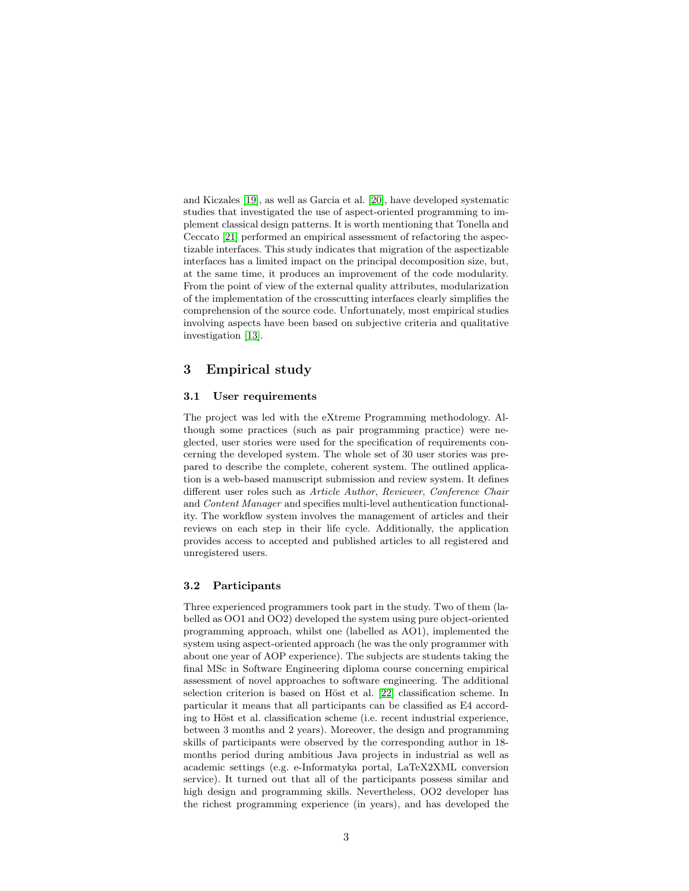and Kiczales [19], as well as Garcia et al. [20], have developed systematic studies that investigated the use of aspect-oriented programming to implement classical design patterns. It is worth mentioning that Tonella and Ceccato [21] performed an empirical assessment of refactoring the aspectizable interfaces. This study indicates that migration of the aspectizable interfaces has a limited impact on the principal decomposition size, but, at the same time, it produces an improvement of the code modularity. From the point of view of the external quality attributes, modularization of the implementation of the crosscutting interfaces clearly simplifies the comprehension of the source code. Unfortunately, most empirical studies involving aspects have been based on subjective criteria and qualitative investigation [13].

## 3 Empirical study

### 3.1 User requirements

The project was led with the eXtreme Programming methodology. Although some practices (such as pair programming practice) were neglected, user stories were used for the specification of requirements concerning the developed system. The whole set of 30 user stories was prepared to describe the complete, coherent system. The outlined application is a web-based manuscript submission and review system. It defines different user roles such as *Article Author*, *Reviewer*, *Conference Chair* and *Content Manager* and specifies multi-level authentication functionality. The workflow system involves the management of articles and their reviews on each step in their life cycle. Additionally, the application provides access to accepted and published articles to all registered and unregistered users.

### 3.2 Participants

Three experienced programmers took part in the study. Two of them (labelled as OO1 and OO2) developed the system using pure object-oriented programming approach, whilst one (labelled as AO1), implemented the system using aspect-oriented approach (he was the only programmer with about one year of AOP experience). The subjects are students taking the final MSc in Software Engineering diploma course concerning empirical assessment of novel approaches to software engineering. The additional selection criterion is based on Höst et al. [22] classification scheme. In particular it means that all participants can be classified as E4 according to Höst et al. classification scheme (i.e. recent industrial experience, between 3 months and 2 years). Moreover, the design and programming skills of participants were observed by the corresponding author in 18-months period during ambitious Java projects in industrial as well as academic settings (e.g. e-Informatyka portal, LaTeX2XML conversion service). It turned out that all of the participants possess similar and high design and programming skills. Nevertheless, OO2 developer has the richest programming experience (in years), and has developed the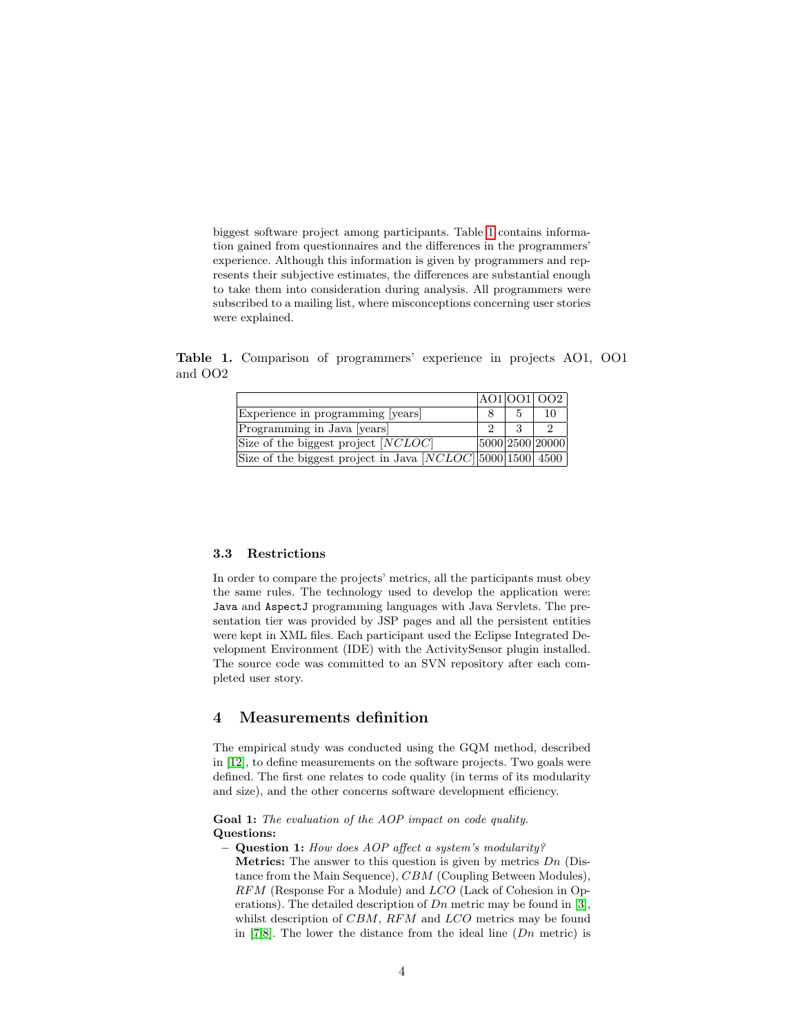biggest software project among participants. Table 1 contains information gained from questionnaires and the differences in the programmers' experience. Although this information is given by programmers and represents their subjective estimates, the differences are substantial enough to take them into consideration during analysis. All programmers were subscribed to a mailing list, where misconceptions concerning user stories were explained.

**Table 1.** Comparison of programmers' experience in projects AO1, OO1 and OO2

| | AO1 | OO1 | OO2 |
|---|---|---|---|
| Experience in programming [years] | 8 | 5 | 10 |
| Programming in Java [years] | 2 | 3 | 2 |
| Size of the biggest project [$NCLOC$] | 5000 | 2500 | 20000 |
| Size of the biggest project in Java [$NCLOC$] | 5000 | 1500 | 4500 |

### 3.3 Restrictions

In order to compare the projects' metrics, all the participants must obey the same rules. The technology used to develop the application were: `Java` and `AspectJ` programming languages with Java Servlets. The presentation tier was provided by JSP pages and all the persistent entities were kept in XML files. Each participant used the Eclipse Integrated Development Environment (IDE) with the ActivitySensor plugin installed. The source code was committed to an SVN repository after each completed user story.

## 4 Measurements definition

The empirical study was conducted using the GQM method, described in [12], to define measurements on the software projects. Two goals were defined. The first one relates to code quality (in terms of its modularity and size), and the other concerns software development efficiency.

**Goal 1:** *The evaluation of the AOP impact on code quality.*
**Questions:**

- **Question 1:** *How does AOP affect a system's modularity?*
  **Metrics:** The answer to this question is given by metrics $Dn$ (Distance from the Main Sequence), $CBM$ (Coupling Between Modules), $RFM$ (Response For a Module) and $LCO$ (Lack of Cohesion in Operations). The detailed description of $Dn$ metric may be found in [3], whilst description of $CBM$, $RFM$ and $LCO$ metrics may be found in [7,8]. The lower the distance from the ideal line ($Dn$ metric) is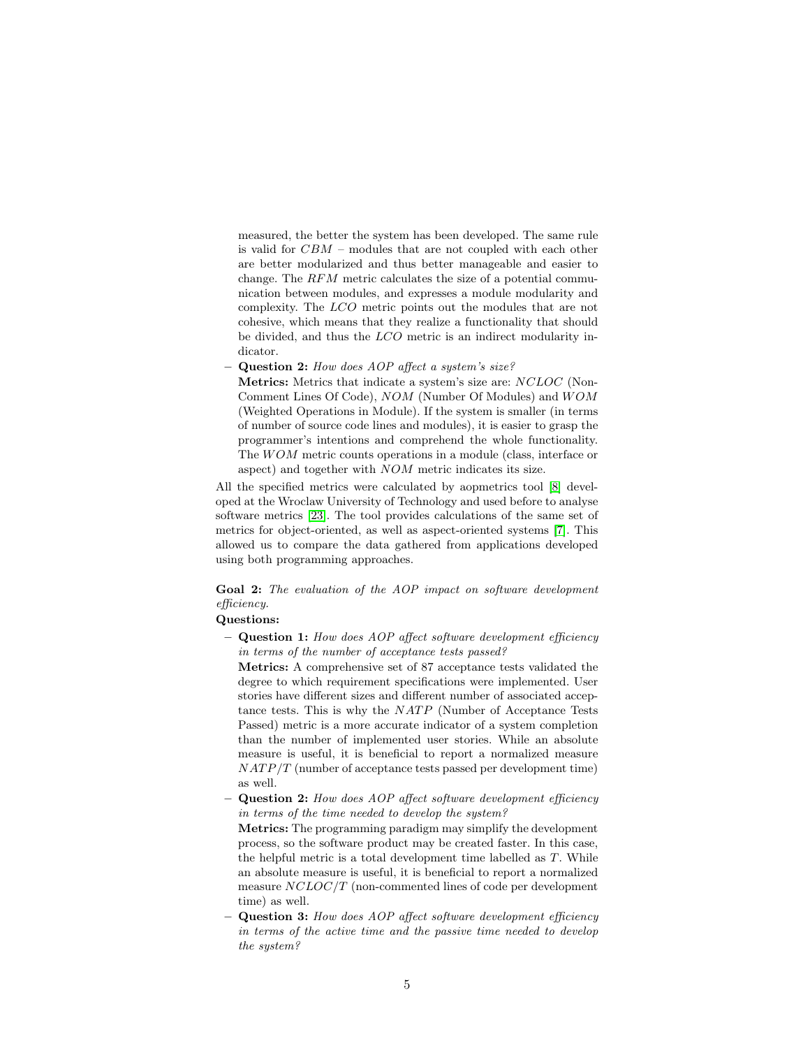measured, the better the system has been developed. The same rule is valid for $CBM$ – modules that are not coupled with each other are better modularized and thus better manageable and easier to change. The $RFM$ metric calculates the size of a potential communication between modules, and expresses a module modularity and complexity. The $LCO$ metric points out the modules that are not cohesive, which means that they realize a functionality that should be divided, and thus the $LCO$ metric is an indirect modularity indicator.

– **Question 2:** *How does AOP affect a system's size?*
  **Metrics:** Metrics that indicate a system's size are: $NCLOC$ (Non-Comment Lines Of Code), $NOM$ (Number Of Modules) and $WOM$ (Weighted Operations in Module). If the system is smaller (in terms of number of source code lines and modules), it is easier to grasp the programmer's intentions and comprehend the whole functionality. The $WOM$ metric counts operations in a module (class, interface or aspect) and together with $NOM$ metric indicates its size.

All the specified metrics were calculated by aopmetrics tool [8] developed at the Wroclaw University of Technology and used before to analyse software metrics [23]. The tool provides calculations of the same set of metrics for object-oriented, as well as aspect-oriented systems [7]. This allowed us to compare the data gathered from applications developed using both programming approaches.

**Goal 2:** *The evaluation of the AOP impact on software development efficiency.*

**Questions:**

– **Question 1:** *How does AOP affect software development efficiency in terms of the number of acceptance tests passed?*
  **Metrics:** A comprehensive set of 87 acceptance tests validated the degree to which requirement specifications were implemented. User stories have different sizes and different number of associated acceptance tests. This is why the $NATP$ (Number of Acceptance Tests Passed) metric is a more accurate indicator of a system completion than the number of implemented user stories. While an absolute measure is useful, it is beneficial to report a normalized measure $NATP/T$ (number of acceptance tests passed per development time) as well.

– **Question 2:** *How does AOP affect software development efficiency in terms of the time needed to develop the system?*
  **Metrics:** The programming paradigm may simplify the development process, so the software product may be created faster. In this case, the helpful metric is a total development time labelled as $T$. While an absolute measure is useful, it is beneficial to report a normalized measure $NCLOC/T$ (non-commented lines of code per development time) as well.

– **Question 3:** *How does AOP affect software development efficiency in terms of the active time and the passive time needed to develop the system?*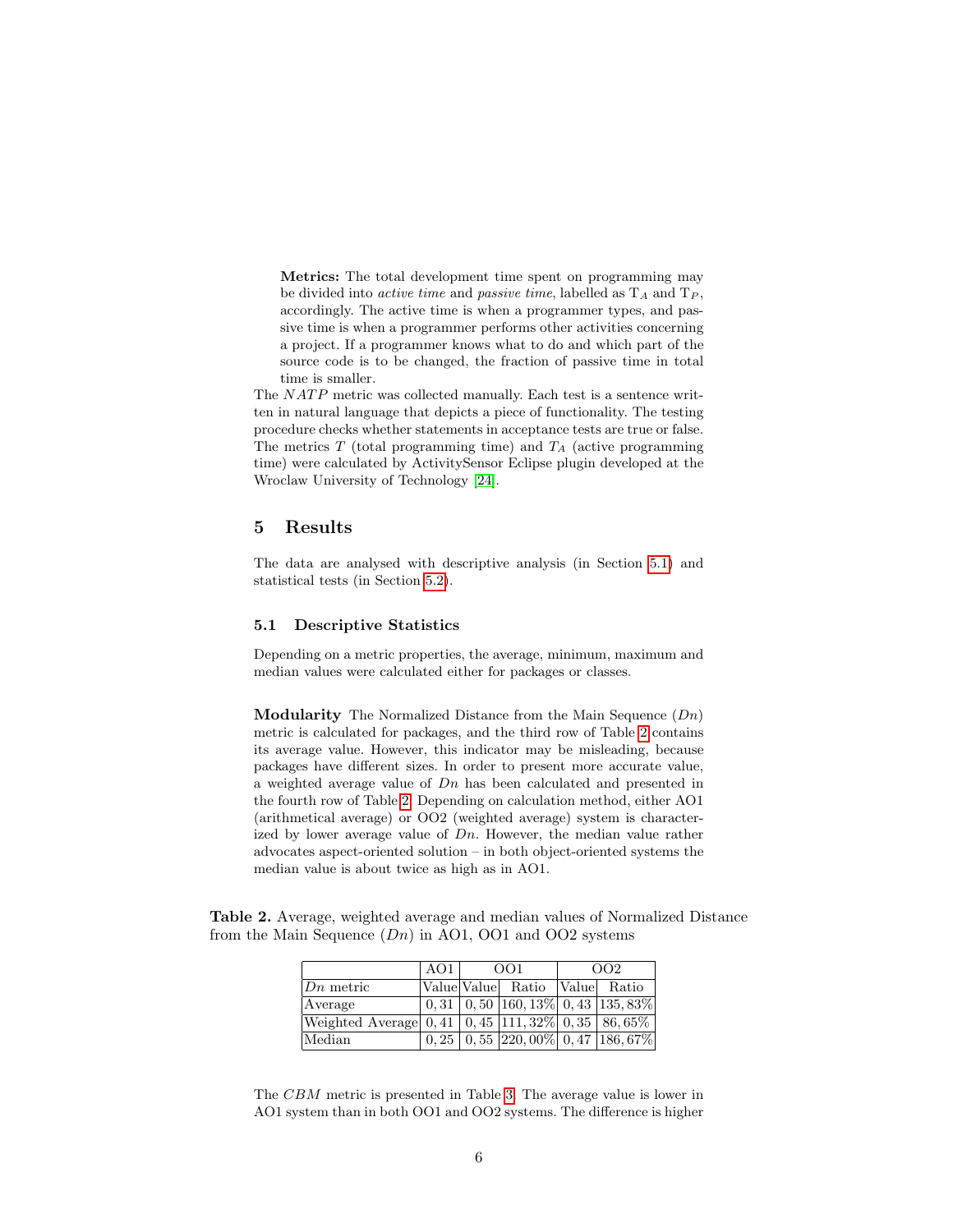> **Metrics:** The total development time spent on programming may be divided into *active time* and *passive time*, labelled as $T_A$ and $T_P$, accordingly. The active time is when a programmer types, and passive time is when a programmer performs other activities concerning a project. If a programmer knows what to do and which part of the source code is to be changed, the fraction of passive time in total time is smaller.

The $NATP$ metric was collected manually. Each test is a sentence written in natural language that depicts a piece of functionality. The testing procedure checks whether statements in acceptance tests are true or false. The metrics $T$ (total programming time) and $T_A$ (active programming time) were calculated by ActivitySensor Eclipse plugin developed at the Wroclaw University of Technology [24].

## 5 Results

The data are analysed with descriptive analysis (in Section 5.1) and statistical tests (in Section 5.2).

### 5.1 Descriptive Statistics

Depending on a metric properties, the average, minimum, maximum and median values were calculated either for packages or classes.

**Modularity** The Normalized Distance from the Main Sequence ($Dn$) metric is calculated for packages, and the third row of Table 2 contains its average value. However, this indicator may be misleading, because packages have different sizes. In order to present more accurate value, a weighted average value of $Dn$ has been calculated and presented in the fourth row of Table 2. Depending on calculation method, either AO1 (arithmetical average) or OO2 (weighted average) system is characterized by lower average value of $Dn$. However, the median value rather advocates aspect-oriented solution – in both object-oriented systems the median value is about twice as high as in AO1.

**Table 2.** Average, weighted average and median values of Normalized Distance from the Main Sequence ($Dn$) in AO1, OO1 and OO2 systems

| | AO1 | OO1 | | OO2 | |
|---|---|---|---|---|---|
| $Dn$ metric | Value | Value | Ratio | Value | Ratio |
| Average | 0,31 | 0,50 | 160,13% | 0,43 | 135,83% |
| Weighted Average | 0,41 | 0,45 | 111,32% | 0,35 | 86,65% |
| Median | 0,25 | 0,55 | 220,00% | 0,47 | 186,67% |

The $CBM$ metric is presented in Table 3. The average value is lower in AO1 system than in both OO1 and OO2 systems. The difference is higher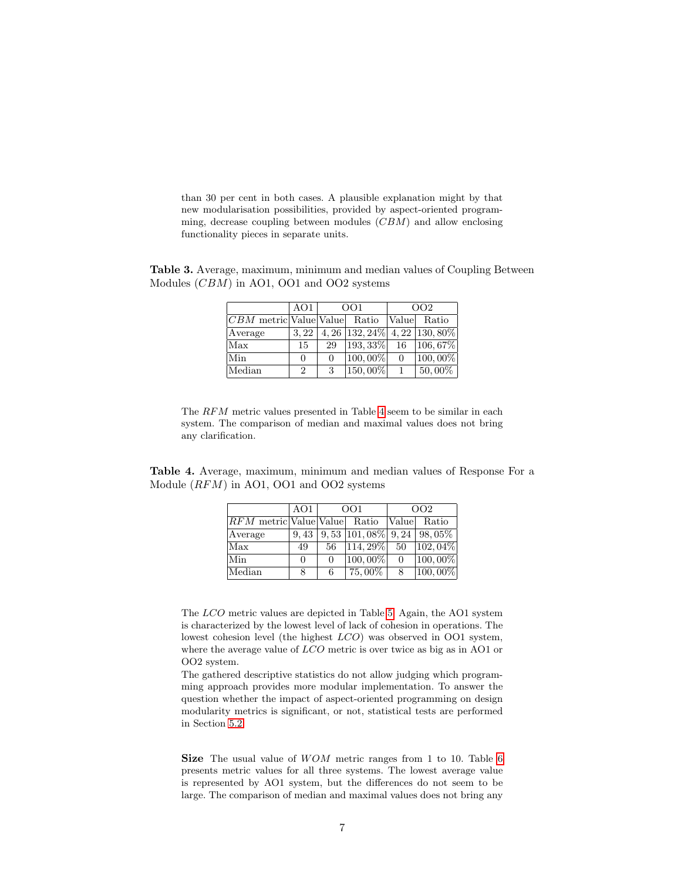than 30 per cent in both cases. A plausible explanation might by that new modularisation possibilities, provided by aspect-oriented programming, decrease coupling between modules ($CBM$) and allow enclosing functionality pieces in separate units.

**Table 3.** Average, maximum, minimum and median values of Coupling Between Modules ($CBM$) in AO1, OO1 and OO2 systems

| | AO1 | OO1 | | OO2 | |
|---|---|---|---|---|---|
| $CBM$ metric | Value | Value | Ratio | Value | Ratio |
| Average | 3,22 | 4,26 | 132,24% | 4,22 | 130,80% |
| Max | 15 | 29 | 193,33% | 16 | 106,67% |
| Min | 0 | 0 | 100,00% | 0 | 100,00% |
| Median | 2 | 3 | 150,00% | 1 | 50,00% |

The $RFM$ metric values presented in Table 4 seem to be similar in each system. The comparison of median and maximal values does not bring any clarification.

**Table 4.** Average, maximum, minimum and median values of Response For a Module ($RFM$) in AO1, OO1 and OO2 systems

| | AO1 | OO1 | | OO2 | |
|---|---|---|---|---|---|
| $RFM$ metric | Value | Value | Ratio | Value | Ratio |
| Average | 9,43 | 9,53 | 101,08% | 9,24 | 98,05% |
| Max | 49 | 56 | 114,29% | 50 | 102,04% |
| Min | 0 | 0 | 100,00% | 0 | 100,00% |
| Median | 8 | 6 | 75,00% | 8 | 100,00% |

The $LCO$ metric values are depicted in Table 5. Again, the AO1 system is characterized by the lowest level of lack of cohesion in operations. The lowest cohesion level (the highest $LCO$) was observed in OO1 system, where the average value of $LCO$ metric is over twice as big as in AO1 or OO2 system.
The gathered descriptive statistics do not allow judging which programming approach provides more modular implementation. To answer the question whether the impact of aspect-oriented programming on design modularity metrics is significant, or not, statistical tests are performed in Section 5.2.

**Size** The usual value of $WOM$ metric ranges from 1 to 10. Table 6 presents metric values for all three systems. The lowest average value is represented by AO1 system, but the differences do not seem to be large. The comparison of median and maximal values does not bring any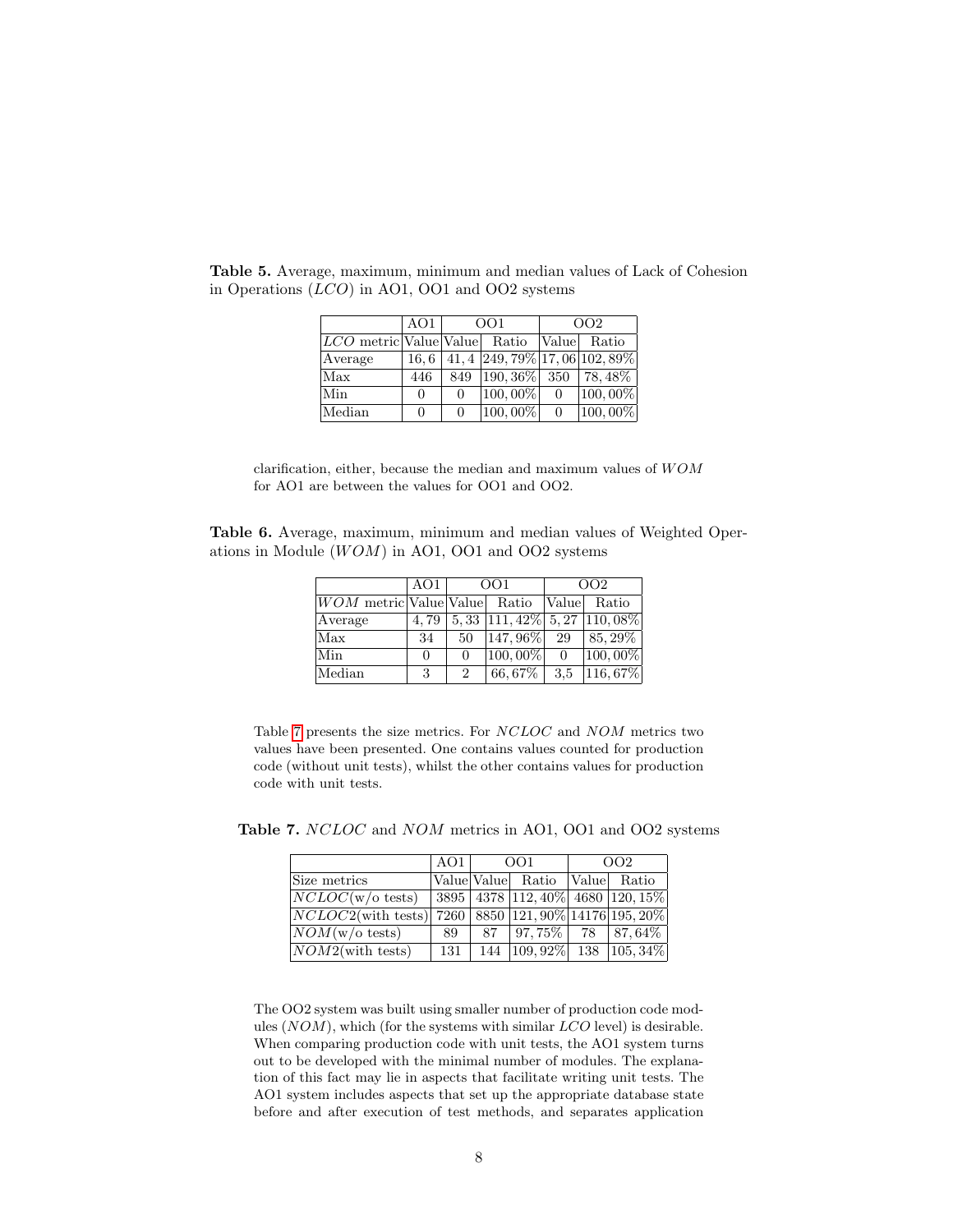**Table 5.** Average, maximum, minimum and median values of Lack of Cohesion in Operations ($LCO$) in AO1, OO1 and OO2 systems

| | AO1 | OO1 | | OO2 | |
|---|---|---|---|---|---|
| $LCO$ metric | Value | Value | Ratio | Value | Ratio |
| Average | 16,6 | 41,4 | 249,79% | 17,06 | 102,89% |
| Max | 446 | 849 | 190,36% | 350 | 78,48% |
| Min | 0 | 0 | 100,00% | 0 | 100,00% |
| Median | 0 | 0 | 100,00% | 0 | 100,00% |

clarification, either, because the median and maximum values of $WOM$ for AO1 are between the values for OO1 and OO2.

**Table 6.** Average, maximum, minimum and median values of Weighted Operations in Module ($WOM$) in AO1, OO1 and OO2 systems

| | AO1 | OO1 | | OO2 | |
|---|---|---|---|---|---|
| $WOM$ metric | Value | Value | Ratio | Value | Ratio |
| Average | 4,79 | 5,33 | 111,42% | 5,27 | 110,08% |
| Max | 34 | 50 | 147,96% | 29 | 85,29% |
| Min | 0 | 0 | 100,00% | 0 | 100,00% |
| Median | 3 | 2 | 66,67% | 3,5 | 116,67% |

Table 7 presents the size metrics. For $NCLOC$ and $NOM$ metrics two values have been presented. One contains values counted for production code (without unit tests), whilst the other contains values for production code with unit tests.

**Table 7.** $NCLOC$ and $NOM$ metrics in AO1, OO1 and OO2 systems

| | AO1 | OO1 | | OO2 | |
|---|---|---|---|---|---|
| Size metrics | Value | Value | Ratio | Value | Ratio |
| $NCLOC$(w/o tests) | 3895 | 4378 | 112,40% | 4680 | 120,15% |
| $NCLOC2$(with tests) | 7260 | 8850 | 121,90% | 14176 | 195,20% |
| $NOM$(w/o tests) | 89 | 87 | 97,75% | 78 | 87,64% |
| $NOM2$(with tests) | 131 | 144 | 109,92% | 138 | 105,34% |

The OO2 system was built using smaller number of production code modules ($NOM$), which (for the systems with similar $LCO$ level) is desirable. When comparing production code with unit tests, the AO1 system turns out to be developed with the minimal number of modules. The explanation of this fact may lie in aspects that facilitate writing unit tests. The AO1 system includes aspects that set up the appropriate database state before and after execution of test methods, and separates application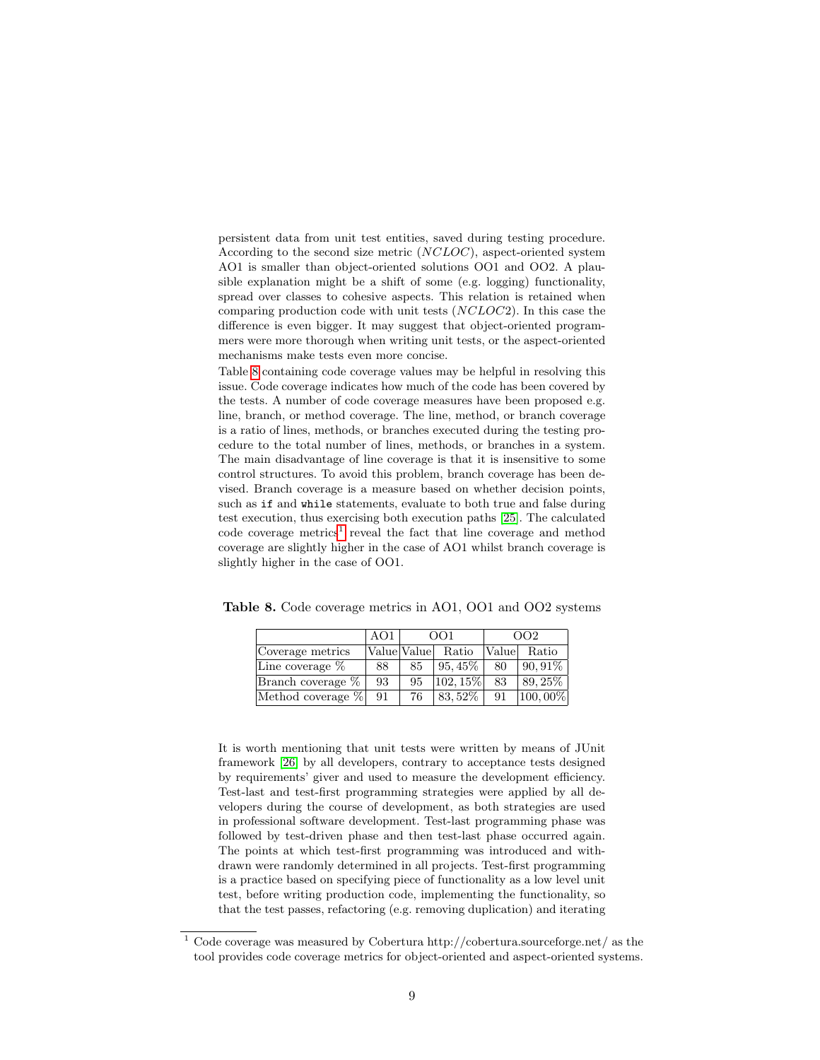persistent data from unit test entities, saved during testing procedure. According to the second size metric ($NCLOC$), aspect-oriented system AO1 is smaller than object-oriented solutions OO1 and OO2. A plausible explanation might be a shift of some (e.g. logging) functionality, spread over classes to cohesive aspects. This relation is retained when comparing production code with unit tests ($NCLOC2$). In this case the difference is even bigger. It may suggest that object-oriented programmers were more thorough when writing unit tests, or the aspect-oriented mechanisms make tests even more concise.

Table 8 containing code coverage values may be helpful in resolving this issue. Code coverage indicates how much of the code has been covered by the tests. A number of code coverage measures have been proposed e.g. line, branch, or method coverage. The line, method, or branch coverage is a ratio of lines, methods, or branches executed during the testing procedure to the total number of lines, methods, or branches in a system. The main disadvantage of line coverage is that it is insensitive to some control structures. To avoid this problem, branch coverage has been devised. Branch coverage is a measure based on whether decision points, such as `if` and `while` statements, evaluate to both true and false during test execution, thus exercising both execution paths [25]. The calculated code coverage metrics[1] reveal the fact that line coverage and method coverage are slightly higher in the case of AO1 whilst branch coverage is slightly higher in the case of OO1.

**Table 8.** Code coverage metrics in AO1, OO1 and OO2 systems

| | AO1 | OO1 | | OO2 | |
|---|---|---|---|---|---|
| Coverage metrics | Value | Value | Ratio | Value | Ratio |
| Line coverage % | 88 | 85 | 95,45% | 80 | 90,91% |
| Branch coverage % | 93 | 95 | 102,15% | 83 | 89,25% |
| Method coverage % | 91 | 76 | 83,52% | 91 | 100,00% |

It is worth mentioning that unit tests were written by means of JUnit framework [26] by all developers, contrary to acceptance tests designed by requirements' giver and used to measure the development efficiency. Test-last and test-first programming strategies were applied by all developers during the course of development, as both strategies are used in professional software development. Test-last programming phase was followed by test-driven phase and then test-last phase occurred again. The points at which test-first programming was introduced and withdrawn were randomly determined in all projects. Test-first programming is a practice based on specifying piece of functionality as a low level unit test, before writing production code, implementing the functionality, so that the test passes, refactoring (e.g. removing duplication) and iterating

[1] Code coverage was measured by Cobertura http://cobertura.sourceforge.net/ as the tool provides code coverage metrics for object-oriented and aspect-oriented systems.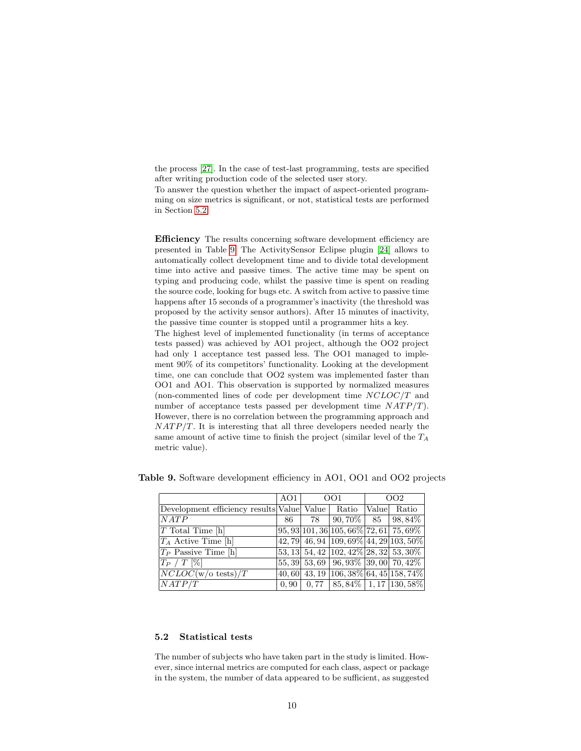the process [27]. In the case of test-last programming, tests are specified after writing production code of the selected user story.
To answer the question whether the impact of aspect-oriented programming on size metrics is significant, or not, statistical tests are performed in Section 5.2.

**Efficiency** The results concerning software development efficiency are presented in Table 9. The ActivitySensor Eclipse plugin [24] allows to automatically collect development time and to divide total development time into active and passive times. The active time may be spent on typing and producing code, whilst the passive time is spent on reading the source code, looking for bugs etc. A switch from active to passive time happens after 15 seconds of a programmer's inactivity (the threshold was proposed by the activity sensor authors). After 15 minutes of inactivity, the passive time counter is stopped until a programmer hits a key.
The highest level of implemented functionality (in terms of acceptance tests passed) was achieved by AO1 project, although the OO2 project had only 1 acceptance test passed less. The OO1 managed to implement 90% of its competitors' functionality. Looking at the development time, one can conclude that OO2 system was implemented faster than OO1 and AO1. This observation is supported by normalized measures (non-commented lines of code per development time $NCLOC/T$ and number of acceptance tests passed per development time $NATP/T$). However, there is no correlation between the programming approach and $NATP/T$. It is interesting that all three developers needed nearly the same amount of active time to finish the project (similar level of the $T_A$ metric value).

**Table 9.** Software development efficiency in AO1, OO1 and OO2 projects

| | AO1 | OO1 | | OO2 | |
|---|---|---|---|---|---|
| Development efficiency results | Value | Value | Ratio | Value | Ratio |
| $NATP$ | 86 | 78 | 90,70% | 85 | 98,84% |
| $T$ Total Time [h] | 95,93 | 101,36 | 105,66% | 72,61 | 75,69% |
| $T_A$ Active Time [h] | 42,79 | 46,94 | 109,69% | 44,29 | 103,50% |
| $T_P$ Passive Time [h] | 53,13 | 54,42 | 102,42% | 28,32 | 53,30% |
| $T_P$ / $T$ [%] | 55,39 | 53,69 | 96,93% | 39,00 | 70,42% |
| $NCLOC$(w/o tests)/$T$ | 40,60 | 43,19 | 106,38% | 64,45 | 158,74% |
| $NATP/T$ | 0,90 | 0,77 | 85,84% | 1,17 | 130,58% |

### 5.2 Statistical tests

The number of subjects who have taken part in the study is limited. However, since internal metrics are computed for each class, aspect or package in the system, the number of data appeared to be sufficient, as suggested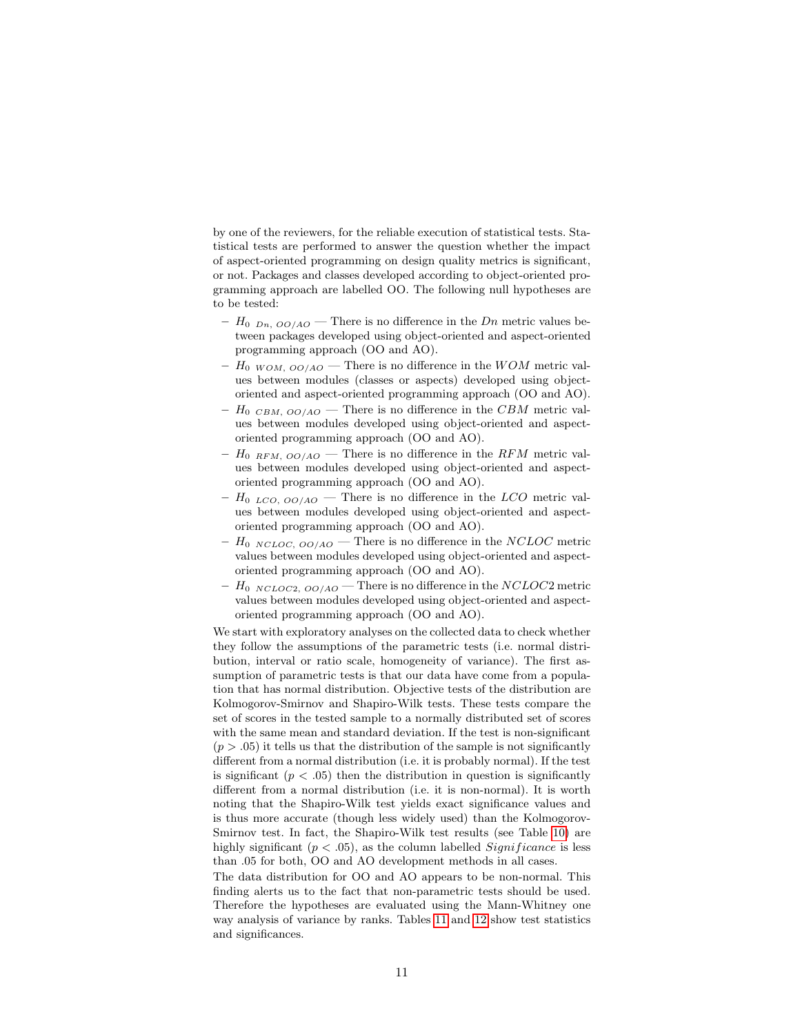by one of the reviewers, for the reliable execution of statistical tests. Statistical tests are performed to answer the question whether the impact of aspect-oriented programming on design quality metrics is significant, or not. Packages and classes developed according to object-oriented programming approach are labelled OO. The following null hypotheses are to be tested:

- $H_{0\ Dn,\ OO/AO}$ — There is no difference in the $Dn$ metric values between packages developed using object-oriented and aspect-oriented programming approach (OO and AO).
- $H_{0\ WOM,\ OO/AO}$ — There is no difference in the $WOM$ metric values between modules (classes or aspects) developed using object-oriented and aspect-oriented programming approach (OO and AO).
- $H_{0\ CBM,\ OO/AO}$ — There is no difference in the $CBM$ metric values between modules developed using object-oriented and aspect-oriented programming approach (OO and AO).
- $H_{0\ RFM,\ OO/AO}$ — There is no difference in the $RFM$ metric values between modules developed using object-oriented and aspect-oriented programming approach (OO and AO).
- $H_{0\ LCO,\ OO/AO}$ — There is no difference in the $LCO$ metric values between modules developed using object-oriented and aspect-oriented programming approach (OO and AO).
- $H_{0\ NCLOC,\ OO/AO}$ — There is no difference in the $NCLOC$ metric values between modules developed using object-oriented and aspect-oriented programming approach (OO and AO).
- $H_{0\ NCLOC2,\ OO/AO}$ — There is no difference in the $NCLOC2$ metric values between modules developed using object-oriented and aspect-oriented programming approach (OO and AO).

We start with exploratory analyses on the collected data to check whether they follow the assumptions of the parametric tests (i.e. normal distribution, interval or ratio scale, homogeneity of variance). The first assumption of parametric tests is that our data have come from a population that has normal distribution. Objective tests of the distribution are Kolmogorov-Smirnov and Shapiro-Wilk tests. These tests compare the set of scores in the tested sample to a normally distributed set of scores with the same mean and standard deviation. If the test is non-significant ($p > .05$) it tells us that the distribution of the sample is not significantly different from a normal distribution (i.e. it is probably normal). If the test is significant ($p < .05$) then the distribution in question is significantly different from a normal distribution (i.e. it is non-normal). It is worth noting that the Shapiro-Wilk test yields exact significance values and is thus more accurate (though less widely used) than the Kolmogorov-Smirnov test. In fact, the Shapiro-Wilk test results (see Table 10) are highly significant ($p < .05$), as the column labelled *Significance* is less than .05 for both, OO and AO development methods in all cases.

The data distribution for OO and AO appears to be non-normal. This finding alerts us to the fact that non-parametric tests should be used. Therefore the hypotheses are evaluated using the Mann-Whitney one way analysis of variance by ranks. Tables 11 and 12 show test statistics and significances.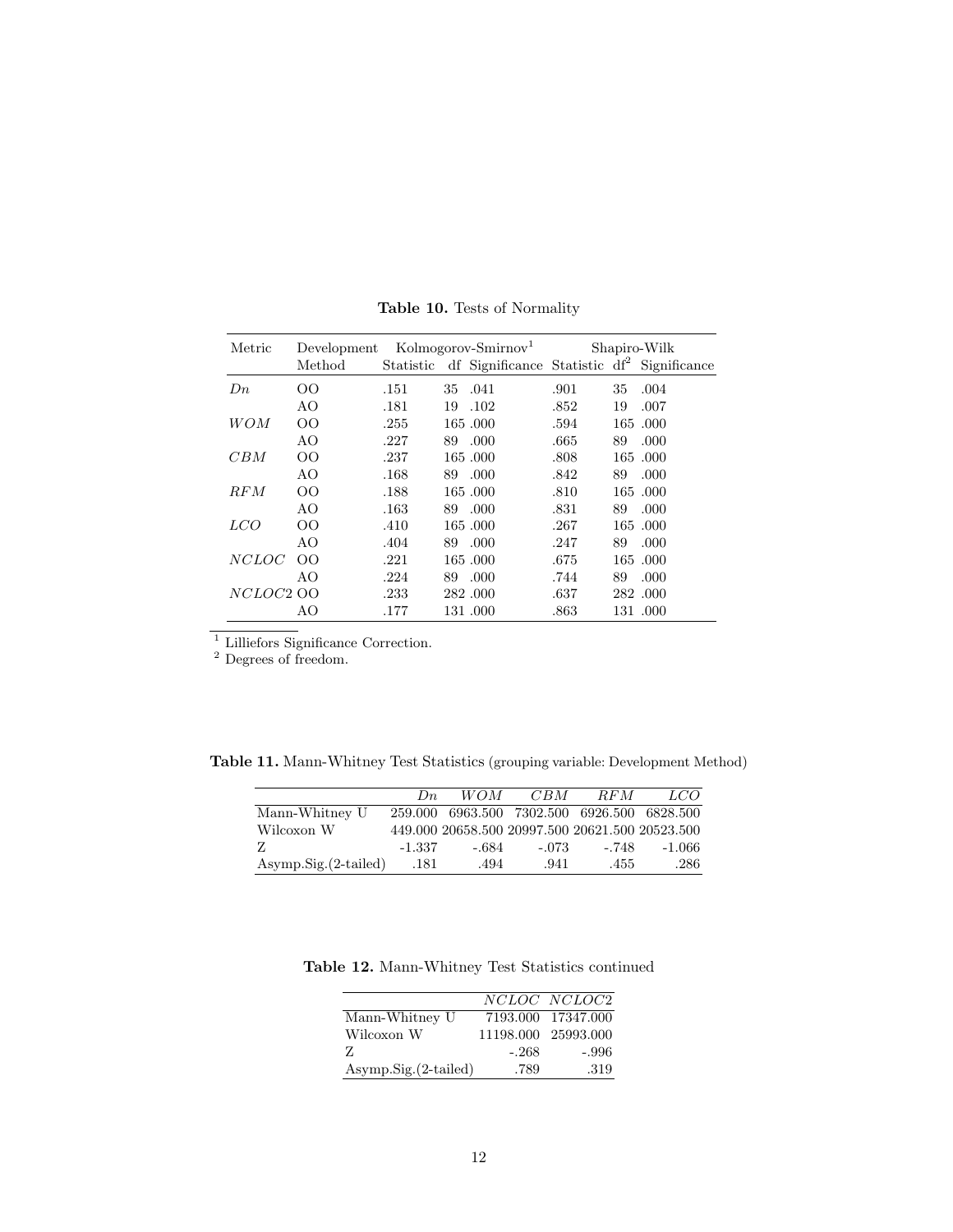**Table 10.** Tests of Normality

| Metric | Development Method | Kolmogorov-Smirnov[1] | | | Shapiro-Wilk | | |
|---|---|---|---|---|---|---|---|
| | | Statistic | df | Significance | Statistic | df[2] | Significance |
| $Dn$ | OO | .151 | 35 | .041 | .901 | 35 | .004 |
| | AO | .181 | 19 | .102 | .852 | 19 | .007 |
| $WOM$ | OO | .255 | 165 | .000 | .594 | 165 | .000 |
| | AO | .227 | 89 | .000 | .665 | 89 | .000 |
| $CBM$ | OO | .237 | 165 | .000 | .808 | 165 | .000 |
| | AO | .168 | 89 | .000 | .842 | 89 | .000 |
| $RFM$ | OO | .188 | 165 | .000 | .810 | 165 | .000 |
| | AO | .163 | 89 | .000 | .831 | 89 | .000 |
| $LCO$ | OO | .410 | 165 | .000 | .267 | 165 | .000 |
| | AO | .404 | 89 | .000 | .247 | 89 | .000 |
| $NCLOC$ | OO | .221 | 165 | .000 | .675 | 165 | .000 |
| | AO | .224 | 89 | .000 | .744 | 89 | .000 |
| $NCLOC2$ | OO | .233 | 282 | .000 | .637 | 282 | .000 |
| | AO | .177 | 131 | .000 | .863 | 131 | .000 |

[1] Lilliefors Significance Correction.
[2] Degrees of freedom.

**Table 11.** Mann-Whitney Test Statistics (grouping variable: Development Method)

| | $Dn$ | $WOM$ | $CBM$ | $RFM$ | $LCO$ |
|---|---|---|---|---|---|
| Mann-Whitney U | 259.000 | 6963.500 | 7302.500 | 6926.500 | 6828.500 |
| Wilcoxon W | 449.000 | 20658.500 | 20997.500 | 20621.500 | 20523.500 |
| Z | -1.337 | -.684 | -.073 | -.748 | -1.066 |
| Asymp.Sig.(2-tailed) | .181 | .494 | .941 | .455 | .286 |

**Table 12.** Mann-Whitney Test Statistics continued

| | $NCLOC$ | $NCLOC2$ |
|---|---|---|
| Mann-Whitney U | 7193.000 | 17347.000 |
| Wilcoxon W | 11198.000 | 25993.000 |
| Z | -.268 | -.996 |
| Asymp.Sig.(2-tailed) | .789 | .319 |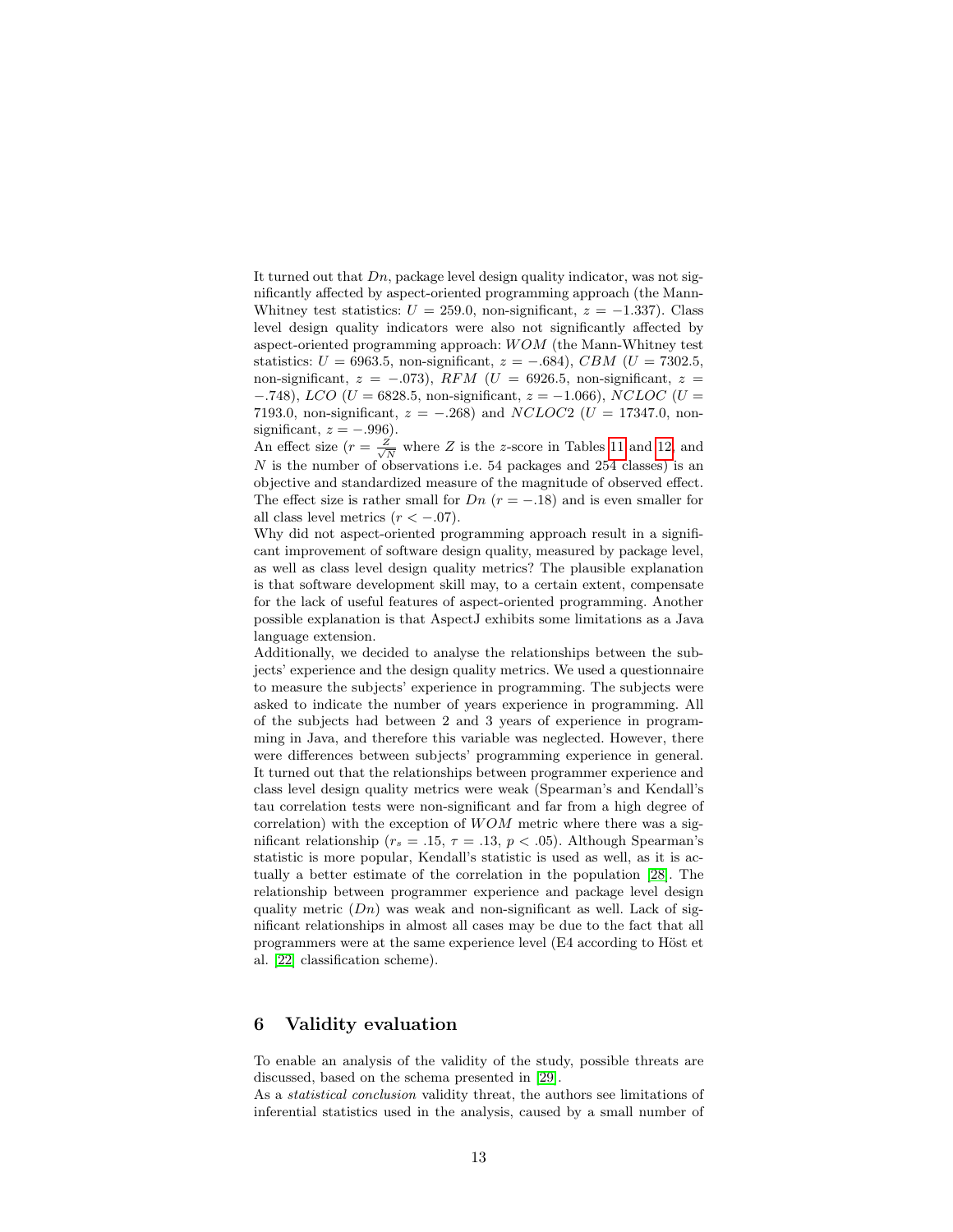It turned out that $Dn$, package level design quality indicator, was not significantly affected by aspect-oriented programming approach (the Mann-Whitney test statistics: $U = 259.0$, non-significant, $z = -1.337$). Class level design quality indicators were also not significantly affected by aspect-oriented programming approach: $WOM$ (the Mann-Whitney test statistics: $U = 6963.5$, non-significant, $z = -.684$), $CBM$ ($U = 7302.5$, non-significant, $z = -.073$), $RFM$ ($U = 6926.5$, non-significant, $z = -.748$), $LCO$ ($U = 6828.5$, non-significant, $z = -1.066$), $NCLOC$ ($U = 7193.0$, non-significant, $z = -.268$) and $NCLOC2$ ($U = 17347.0$, non-significant, $z = -.996$).

An effect size ($r = \frac{Z}{\sqrt{N}}$ where $Z$ is the $z$-score in Tables 11 and 12, and $N$ is the number of observations i.e. 54 packages and 254 classes) is an objective and standardized measure of the magnitude of observed effect. The effect size is rather small for $Dn$ ($r = -.18$) and is even smaller for all class level metrics ($r < -.07$).

Why did not aspect-oriented programming approach result in a significant improvement of software design quality, measured by package level, as well as class level design quality metrics? The plausible explanation is that software development skill may, to a certain extent, compensate for the lack of useful features of aspect-oriented programming. Another possible explanation is that AspectJ exhibits some limitations as a Java language extension.

Additionally, we decided to analyse the relationships between the subjects' experience and the design quality metrics. We used a questionnaire to measure the subjects' experience in programming. The subjects were asked to indicate the number of years experience in programming. All of the subjects had between 2 and 3 years of experience in programming in Java, and therefore this variable was neglected. However, there were differences between subjects' programming experience in general. It turned out that the relationships between programmer experience and class level design quality metrics were weak (Spearman's and Kendall's tau correlation tests were non-significant and far from a high degree of correlation) with the exception of $WOM$ metric where there was a significant relationship ($r_s = .15$, $\tau = .13$, $p < .05$). Although Spearman's statistic is more popular, Kendall's statistic is used as well, as it is actually a better estimate of the correlation in the population [28]. The relationship between programmer experience and package level design quality metric ($Dn$) was weak and non-significant as well. Lack of significant relationships in almost all cases may be due to the fact that all programmers were at the same experience level (E4 according to Höst et al. [22] classification scheme).

## 6 Validity evaluation

To enable an analysis of the validity of the study, possible threats are discussed, based on the schema presented in [29].

As a *statistical conclusion* validity threat, the authors see limitations of inferential statistics used in the analysis, caused by a small number of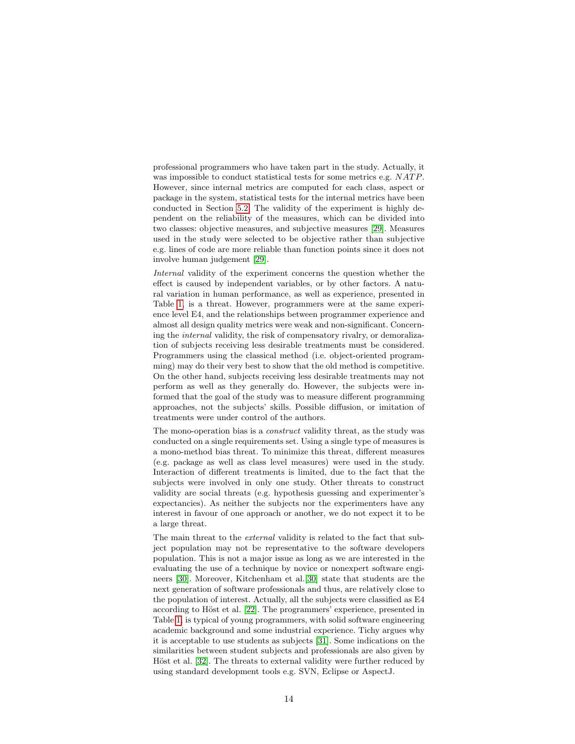professional programmers who have taken part in the study. Actually, it was impossible to conduct statistical tests for some metrics e.g. $NATP$. However, since internal metrics are computed for each class, aspect or package in the system, statistical tests for the internal metrics have been conducted in Section 5.2. The validity of the experiment is highly dependent on the reliability of the measures, which can be divided into two classes: objective measures, and subjective measures [29]. Measures used in the study were selected to be objective rather than subjective e.g. lines of code are more reliable than function points since it does not involve human judgement [29].

*Internal* validity of the experiment concerns the question whether the effect is caused by independent variables, or by other factors. A natural variation in human performance, as well as experience, presented in Table 1, is a threat. However, programmers were at the same experience level E4, and the relationships between programmer experience and almost all design quality metrics were weak and non-significant. Concerning the *internal* validity, the risk of compensatory rivalry, or demoralization of subjects receiving less desirable treatments must be considered. Programmers using the classical method (i.e. object-oriented programming) may do their very best to show that the old method is competitive. On the other hand, subjects receiving less desirable treatments may not perform as well as they generally do. However, the subjects were informed that the goal of the study was to measure different programming approaches, not the subjects' skills. Possible diffusion, or imitation of treatments were under control of the authors.

The mono-operation bias is a *construct* validity threat, as the study was conducted on a single requirements set. Using a single type of measures is a mono-method bias threat. To minimize this threat, different measures (e.g. package as well as class level measures) were used in the study. Interaction of different treatments is limited, due to the fact that the subjects were involved in only one study. Other threats to construct validity are social threats (e.g. hypothesis guessing and experimenter's expectancies). As neither the subjects nor the experimenters have any interest in favour of one approach or another, we do not expect it to be a large threat.

The main threat to the *external* validity is related to the fact that subject population may not be representative to the software developers population. This is not a major issue as long as we are interested in the evaluating the use of a technique by novice or nonexpert software engineers [30]. Moreover, Kitchenham et al. [30] state that students are the next generation of software professionals and thus, are relatively close to the population of interest. Actually, all the subjects were classified as E4 according to Höst et al. [22]. The programmers' experience, presented in Table 1, is typical of young programmers, with solid software engineering academic background and some industrial experience. Tichy argues why it is acceptable to use students as subjects [31]. Some indications on the similarities between student subjects and professionals are also given by Höst et al. [32]. The threats to external validity were further reduced by using standard development tools e.g. SVN, Eclipse or AspectJ.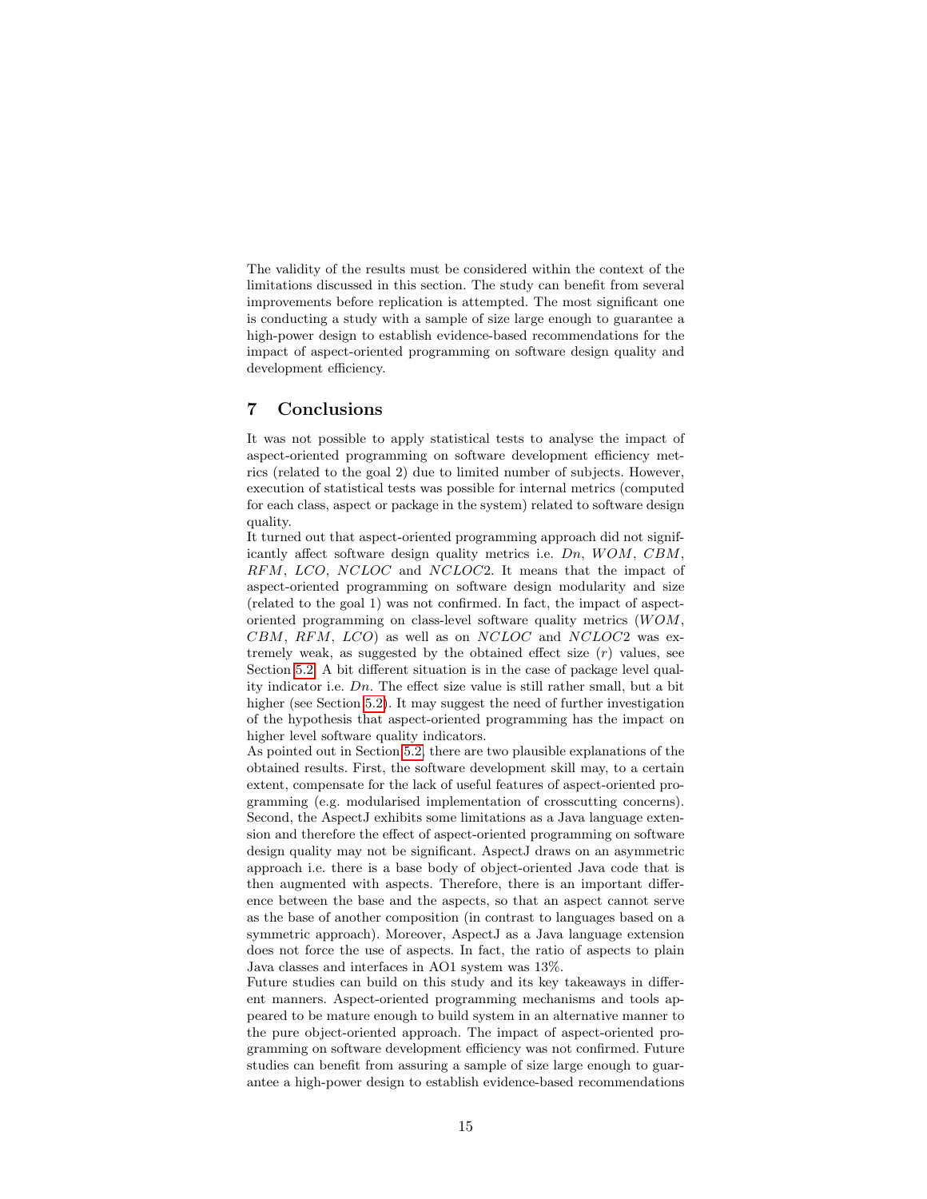The validity of the results must be considered within the context of the limitations discussed in this section. The study can benefit from several improvements before replication is attempted. The most significant one is conducting a study with a sample of size large enough to guarantee a high-power design to establish evidence-based recommendations for the impact of aspect-oriented programming on software design quality and development efficiency.

## 7 Conclusions

It was not possible to apply statistical tests to analyse the impact of aspect-oriented programming on software development efficiency metrics (related to the goal 2) due to limited number of subjects. However, execution of statistical tests was possible for internal metrics (computed for each class, aspect or package in the system) related to software design quality.

It turned out that aspect-oriented programming approach did not significantly affect software design quality metrics i.e. $Dn$, $WOM$, $CBM$, $RFM$, $LCO$, $NCLOC$ and $NCLOC2$. It means that the impact of aspect-oriented programming on software design modularity and size (related to the goal 1) was not confirmed. In fact, the impact of aspect-oriented programming on class-level software quality metrics ($WOM$, $CBM$, $RFM$, $LCO$) as well as on $NCLOC$ and $NCLOC2$ was extremely weak, as suggested by the obtained effect size ($r$) values, see Section 5.2. A bit different situation is in the case of package level quality indicator i.e. $Dn$. The effect size value is still rather small, but a bit higher (see Section 5.2). It may suggest the need of further investigation of the hypothesis that aspect-oriented programming has the impact on higher level software quality indicators.

As pointed out in Section 5.2, there are two plausible explanations of the obtained results. First, the software development skill may, to a certain extent, compensate for the lack of useful features of aspect-oriented programming (e.g. modularised implementation of crosscutting concerns). Second, the AspectJ exhibits some limitations as a Java language extension and therefore the effect of aspect-oriented programming on software design quality may not be significant. AspectJ draws on an asymmetric approach i.e. there is a base body of object-oriented Java code that is then augmented with aspects. Therefore, there is an important difference between the base and the aspects, so that an aspect cannot serve as the base of another composition (in contrast to languages based on a symmetric approach). Moreover, AspectJ as a Java language extension does not force the use of aspects. In fact, the ratio of aspects to plain Java classes and interfaces in AO1 system was 13%.

Future studies can build on this study and its key takeaways in different manners. Aspect-oriented programming mechanisms and tools appeared to be mature enough to build system in an alternative manner to the pure object-oriented approach. The impact of aspect-oriented programming on software development efficiency was not confirmed. Future studies can benefit from assuring a sample of size large enough to guarantee a high-power design to establish evidence-based recommendations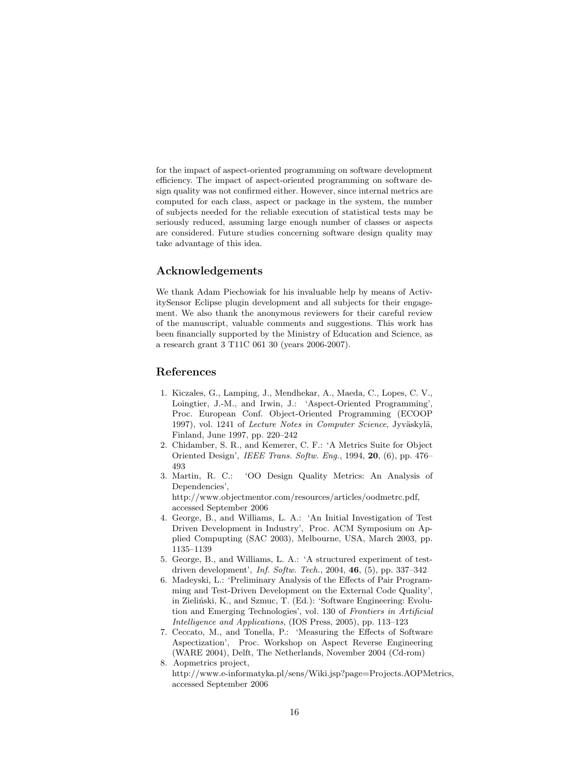for the impact of aspect-oriented programming on software development efficiency. The impact of aspect-oriented programming on software design quality was not confirmed either. However, since internal metrics are computed for each class, aspect or package in the system, the number of subjects needed for the reliable execution of statistical tests may be seriously reduced, assuming large enough number of classes or aspects are considered. Future studies concerning software design quality may take advantage of this idea.

## Acknowledgements

We thank Adam Piechowiak for his invaluable help by means of ActivitySensor Eclipse plugin development and all subjects for their engagement. We also thank the anonymous reviewers for their careful review of the manuscript, valuable comments and suggestions. This work has been financially supported by the Ministry of Education and Science, as a research grant 3 T11C 061 30 (years 2006-2007).

## References

1. Kiczales, G., Lamping, J., Mendhekar, A., Maeda, C., Lopes, C. V., Loingtier, J.-M., and Irwin, J.: 'Aspect-Oriented Programming', Proc. European Conf. Object-Oriented Programming (ECOOP 1997), vol. 1241 of *Lecture Notes in Computer Science*, Jyväskylä, Finland, June 1997, pp. 220–242
2. Chidamber, S. R., and Kemerer, C. F.: 'A Metrics Suite for Object Oriented Design', *IEEE Trans. Softw. Eng.*, 1994, **20**, (6), pp. 476–493
3. Martin, R. C.: 'OO Design Quality Metrics: An Analysis of Dependencies', http://www.objectmentor.com/resources/articles/oodmetrc.pdf, accessed September 2006
4. George, B., and Williams, L. A.: 'An Initial Investigation of Test Driven Development in Industry', Proc. ACM Symposium on Applied Compupting (SAC 2003), Melbourne, USA, March 2003, pp. 1135–1139
5. George, B., and Williams, L. A.: 'A structured experiment of test-driven development', *Inf. Softw. Tech.*, 2004, **46**, (5), pp. 337–342
6. Madeyski, L.: 'Preliminary Analysis of the Effects of Pair Programming and Test-Driven Development on the External Code Quality', in Zieliński, K., and Szmuc, T. (Ed.): 'Software Engineering: Evolution and Emerging Technologies', vol. 130 of *Frontiers in Artificial Intelligence and Applications*, (IOS Press, 2005), pp. 113–123
7. Ceccato, M., and Tonella, P.: 'Measuring the Effects of Software Aspectization', Proc. Workshop on Aspect Reverse Engineering (WARE 2004), Delft, The Netherlands, November 2004 (Cd-rom)
8. Aopmetrics project, http://www.e-informatyka.pl/sens/Wiki.jsp?page=Projects.AOPMetrics, accessed September 2006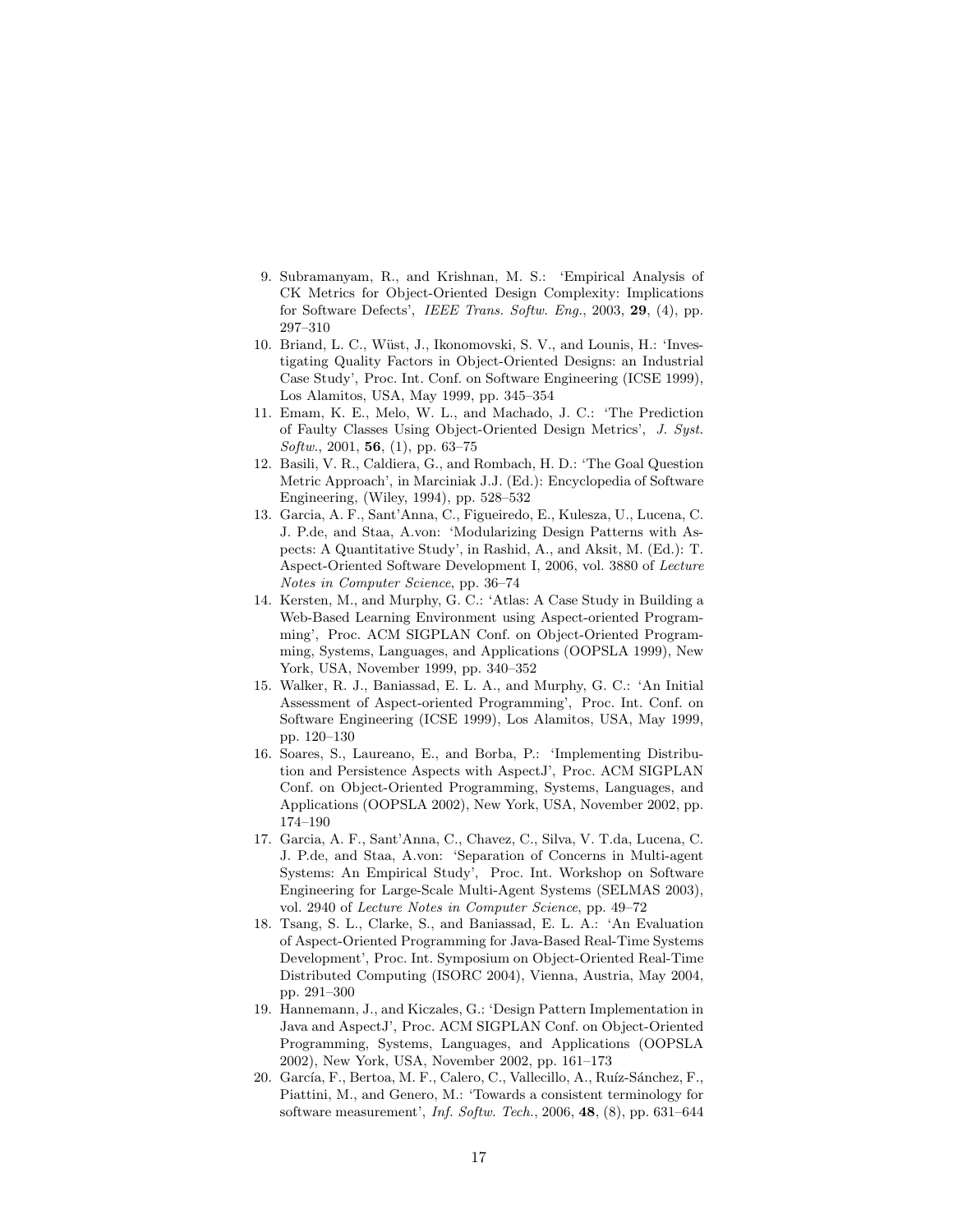9. Subramanyam, R., and Krishnan, M. S.: 'Empirical Analysis of CK Metrics for Object-Oriented Design Complexity: Implications for Software Defects', *IEEE Trans. Softw. Eng.*, 2003, **29**, (4), pp. 297–310
10. Briand, L. C., Wüst, J., Ikonomovski, S. V., and Lounis, H.: 'Investigating Quality Factors in Object-Oriented Designs: an Industrial Case Study', Proc. Int. Conf. on Software Engineering (ICSE 1999), Los Alamitos, USA, May 1999, pp. 345–354
11. Emam, K. E., Melo, W. L., and Machado, J. C.: 'The Prediction of Faulty Classes Using Object-Oriented Design Metrics', *J. Syst. Softw.*, 2001, **56**, (1), pp. 63–75
12. Basili, V. R., Caldiera, G., and Rombach, H. D.: 'The Goal Question Metric Approach', in Marciniak J.J. (Ed.): Encyclopedia of Software Engineering, (Wiley, 1994), pp. 528–532
13. Garcia, A. F., Sant'Anna, C., Figueiredo, E., Kulesza, U., Lucena, C. J. P.de, and Staa, A.von: 'Modularizing Design Patterns with Aspects: A Quantitative Study', in Rashid, A., and Aksit, M. (Ed.): T. Aspect-Oriented Software Development I, 2006, vol. 3880 of *Lecture Notes in Computer Science*, pp. 36–74
14. Kersten, M., and Murphy, G. C.: 'Atlas: A Case Study in Building a Web-Based Learning Environment using Aspect-oriented Programming', Proc. ACM SIGPLAN Conf. on Object-Oriented Programming, Systems, Languages, and Applications (OOPSLA 1999), New York, USA, November 1999, pp. 340–352
15. Walker, R. J., Baniassad, E. L. A., and Murphy, G. C.: 'An Initial Assessment of Aspect-oriented Programming', Proc. Int. Conf. on Software Engineering (ICSE 1999), Los Alamitos, USA, May 1999, pp. 120–130
16. Soares, S., Laureano, E., and Borba, P.: 'Implementing Distribution and Persistence Aspects with AspectJ', Proc. ACM SIGPLAN Conf. on Object-Oriented Programming, Systems, Languages, and Applications (OOPSLA 2002), New York, USA, November 2002, pp. 174–190
17. Garcia, A. F., Sant'Anna, C., Chavez, C., Silva, V. T.da, Lucena, C. J. P.de, and Staa, A.von: 'Separation of Concerns in Multi-agent Systems: An Empirical Study', Proc. Int. Workshop on Software Engineering for Large-Scale Multi-Agent Systems (SELMAS 2003), vol. 2940 of *Lecture Notes in Computer Science*, pp. 49–72
18. Tsang, S. L., Clarke, S., and Baniassad, E. L. A.: 'An Evaluation of Aspect-Oriented Programming for Java-Based Real-Time Systems Development', Proc. Int. Symposium on Object-Oriented Real-Time Distributed Computing (ISORC 2004), Vienna, Austria, May 2004, pp. 291–300
19. Hannemann, J., and Kiczales, G.: 'Design Pattern Implementation in Java and AspectJ', Proc. ACM SIGPLAN Conf. on Object-Oriented Programming, Systems, Languages, and Applications (OOPSLA 2002), New York, USA, November 2002, pp. 161–173
20. García, F., Bertoa, M. F., Calero, C., Vallecillo, A., Ruíz-Sánchez, F., Piattini, M., and Genero, M.: 'Towards a consistent terminology for software measurement', *Inf. Softw. Tech.*, 2006, **48**, (8), pp. 631–644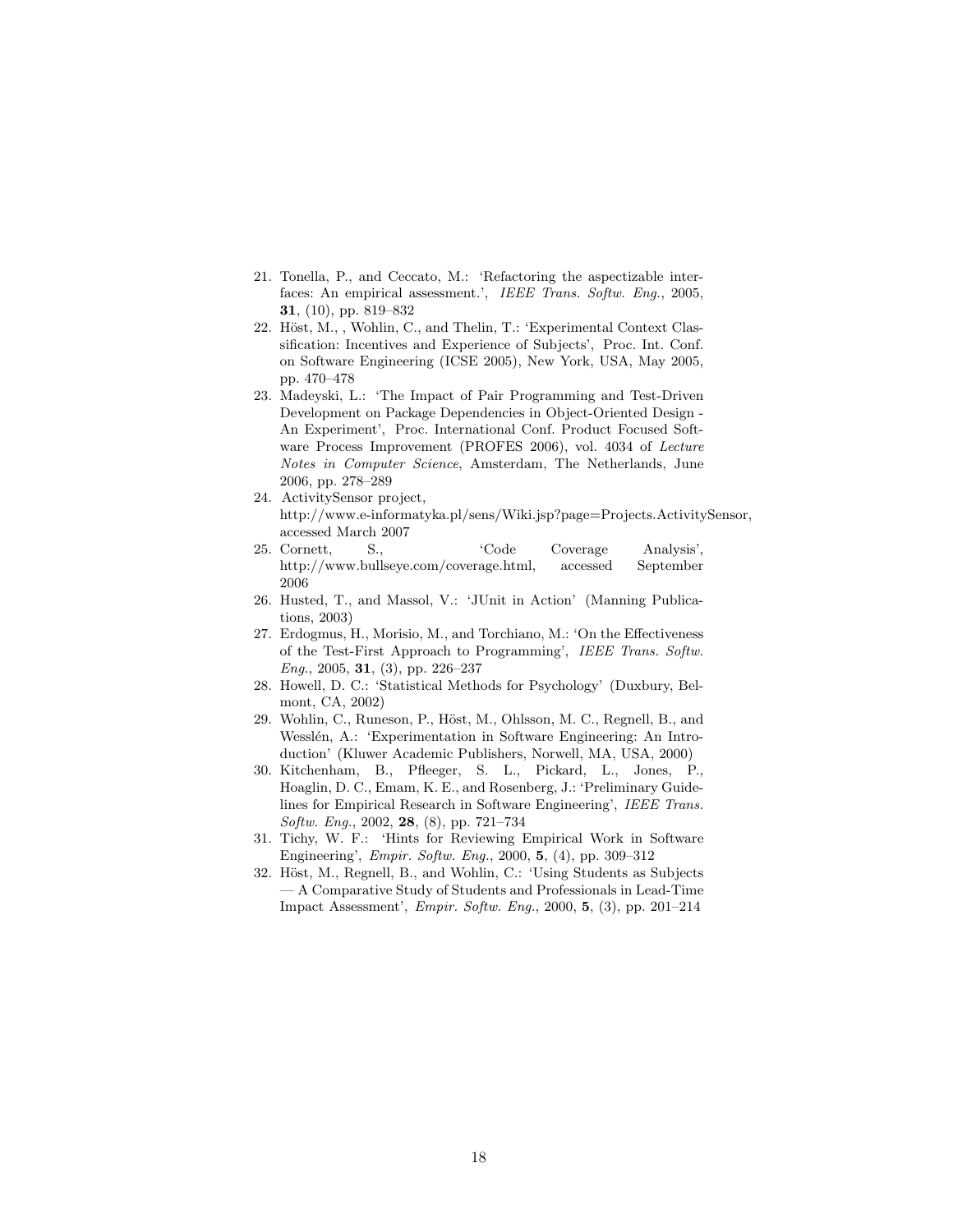21. Tonella, P., and Ceccato, M.: 'Refactoring the aspectizable interfaces: An empirical assessment.', *IEEE Trans. Softw. Eng.*, 2005, **31**, (10), pp. 819–832
22. Höst, M., , Wohlin, C., and Thelin, T.: 'Experimental Context Classification: Incentives and Experience of Subjects', Proc. Int. Conf. on Software Engineering (ICSE 2005), New York, USA, May 2005, pp. 470–478
23. Madeyski, L.: 'The Impact of Pair Programming and Test-Driven Development on Package Dependencies in Object-Oriented Design - An Experiment', Proc. International Conf. Product Focused Software Process Improvement (PROFES 2006), vol. 4034 of *Lecture Notes in Computer Science*, Amsterdam, The Netherlands, June 2006, pp. 278–289
24. ActivitySensor project, http://www.e-informatyka.pl/sens/Wiki.jsp?page=Projects.ActivitySensor, accessed March 2007
25. Cornett, S., 'Code Coverage Analysis', http://www.bullseye.com/coverage.html, accessed September 2006
26. Husted, T., and Massol, V.: 'JUnit in Action' (Manning Publications, 2003)
27. Erdogmus, H., Morisio, M., and Torchiano, M.: 'On the Effectiveness of the Test-First Approach to Programming', *IEEE Trans. Softw. Eng.*, 2005, **31**, (3), pp. 226–237
28. Howell, D. C.: 'Statistical Methods for Psychology' (Duxbury, Belmont, CA, 2002)
29. Wohlin, C., Runeson, P., Höst, M., Ohlsson, M. C., Regnell, B., and Wesslén, A.: 'Experimentation in Software Engineering: An Introduction' (Kluwer Academic Publishers, Norwell, MA, USA, 2000)
30. Kitchenham, B., Pfleeger, S. L., Pickard, L., Jones, P., Hoaglin, D. C., Emam, K. E., and Rosenberg, J.: 'Preliminary Guidelines for Empirical Research in Software Engineering', *IEEE Trans. Softw. Eng.*, 2002, **28**, (8), pp. 721–734
31. Tichy, W. F.: 'Hints for Reviewing Empirical Work in Software Engineering', *Empir. Softw. Eng.*, 2000, **5**, (4), pp. 309–312
32. Höst, M., Regnell, B., and Wohlin, C.: 'Using Students as Subjects — A Comparative Study of Students and Professionals in Lead-Time Impact Assessment', *Empir. Softw. Eng.*, 2000, **5**, (3), pp. 201–214